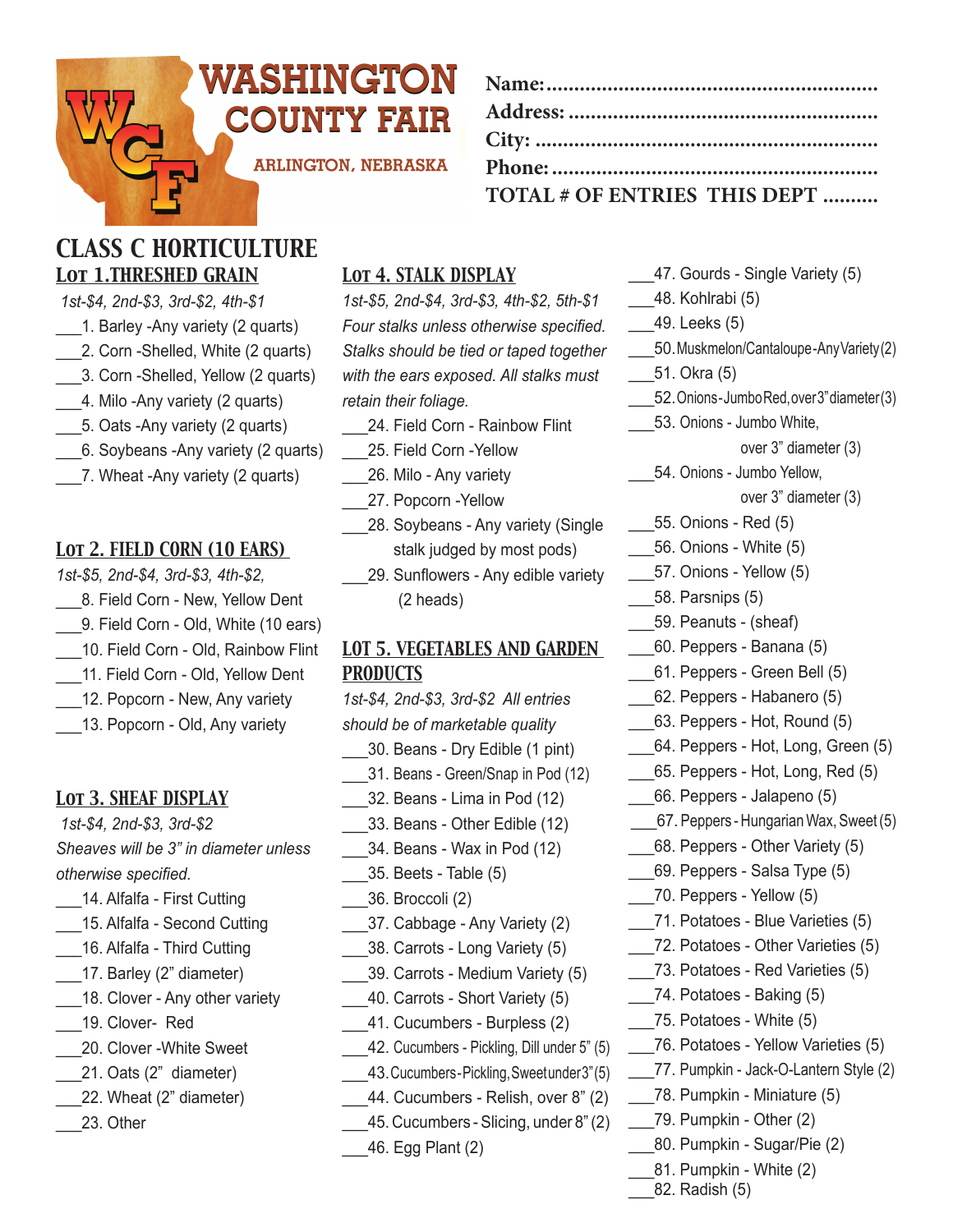# WASHINGTON COUNTY FAIR

ARLINGTON, NEBRASKA

**Name:**..........................................................

**Address:**......................................................

**City:**............................................................

**Phone:**.........................................................

**TOTAL # OF ENTRIES THIS DEPT** ..........

## CLASS C HORTICULTURE

### LOT 1.THRESHED GRAIN

*1st-$4, 2nd-$3, 3rd-$2, 4th-$1*

___1. Barley -Any variety (2 quarts)
___2. Corn -Shelled, White (2 quarts)
___3. Corn -Shelled, Yellow (2 quarts)
___4. Milo -Any variety (2 quarts)
___5. Oats -Any variety (2 quarts)
___6. Soybeans -Any variety (2 quarts)
___7. Wheat -Any variety (2 quarts)

### LOT 2. FIELD CORN (10 EARS)

*1st-$5, 2nd-$4, 3rd-$3, 4th-$2,*

___8. Field Corn - New, Yellow Dent
___9. Field Corn - Old, White (10 ears)
___10. Field Corn - Old, Rainbow Flint
___11. Field Corn - Old, Yellow Dent
___12. Popcorn - New, Any variety
___13. Popcorn - Old, Any variety

### LOT 3. SHEAF DISPLAY

*1st-$4, 2nd-$3, 3rd-$2*

*Sheaves will be 3" in diameter unless otherwise specified.*

___14. Alfalfa - First Cutting
___15. Alfalfa - Second Cutting
___16. Alfalfa - Third Cutting
___17. Barley (2" diameter)
___18. Clover - Any other variety
___19. Clover- Red
___20. Clover -White Sweet
___21. Oats (2" diameter)
___22. Wheat (2" diameter)
___23. Other

### LOT 4. STALK DISPLAY

*1st-$5, 2nd-$4, 3rd-$3, 4th-$2, 5th-$1*

*Four stalks unless otherwise specified. Stalks should be tied or taped together with the ears exposed. All stalks must retain their foliage.*

___24. Field Corn - Rainbow Flint
___25. Field Corn -Yellow
___26. Milo - Any variety
___27. Popcorn -Yellow
___28. Soybeans - Any variety (Single stalk judged by most pods)
___29. Sunflowers - Any edible variety (2 heads)

### LOT 5. VEGETABLES AND GARDEN PRODUCTS

*1st-$4, 2nd-$3, 3rd-$2 All entries should be of marketable quality*

___30. Beans - Dry Edible (1 pint)
___31. Beans - Green/Snap in Pod (12)
___32. Beans - Lima in Pod (12)
___33. Beans - Other Edible (12)
___34. Beans - Wax in Pod (12)
___35. Beets - Table (5)
___36. Broccoli (2)
___37. Cabbage - Any Variety (2)
___38. Carrots - Long Variety (5)
___39. Carrots - Medium Variety (5)
___40. Carrots - Short Variety (5)
___41. Cucumbers - Burpless (2)
___42. Cucumbers - Pickling, Dill under 5" (5)
___43. Cucumbers - Pickling, Sweet under 3" (5)
___44. Cucumbers - Relish, over 8" (2)
___45. Cucumbers - Slicing, under 8" (2)
___46. Egg Plant (2)
___47. Gourds - Single Variety (5)
___48. Kohlrabi (5)
___49. Leeks (5)
___50. Muskmelon/Cantaloupe - Any Variety (2)
___51. Okra (5)
___52. Onions - Jumbo Red, over 3" diameter (3)
___53. Onions - Jumbo White, over 3" diameter (3)
___54. Onions - Jumbo Yellow, over 3" diameter (3)
___55. Onions - Red (5)
___56. Onions - White (5)
___57. Onions - Yellow (5)
___58. Parsnips (5)
___59. Peanuts - (sheaf)
___60. Peppers - Banana (5)
___61. Peppers - Green Bell (5)
___62. Peppers - Habanero (5)
___63. Peppers - Hot, Round (5)
___64. Peppers - Hot, Long, Green (5)
___65. Peppers - Hot, Long, Red (5)
___66. Peppers - Jalapeno (5)
___67. Peppers - Hungarian Wax, Sweet (5)
___68. Peppers - Other Variety (5)
___69. Peppers - Salsa Type (5)
___70. Peppers - Yellow (5)
___71. Potatoes - Blue Varieties (5)
___72. Potatoes - Other Varieties (5)
___73. Potatoes - Red Varieties (5)
___74. Potatoes - Baking (5)
___75. Potatoes - White (5)
___76. Potatoes - Yellow Varieties (5)
___77. Pumpkin - Jack-O-Lantern Style (2)
___78. Pumpkin - Miniature (5)
___79. Pumpkin - Other (2)
___80. Pumpkin - Sugar/Pie (2)
___81. Pumpkin - White (2)
___82. Radish (5)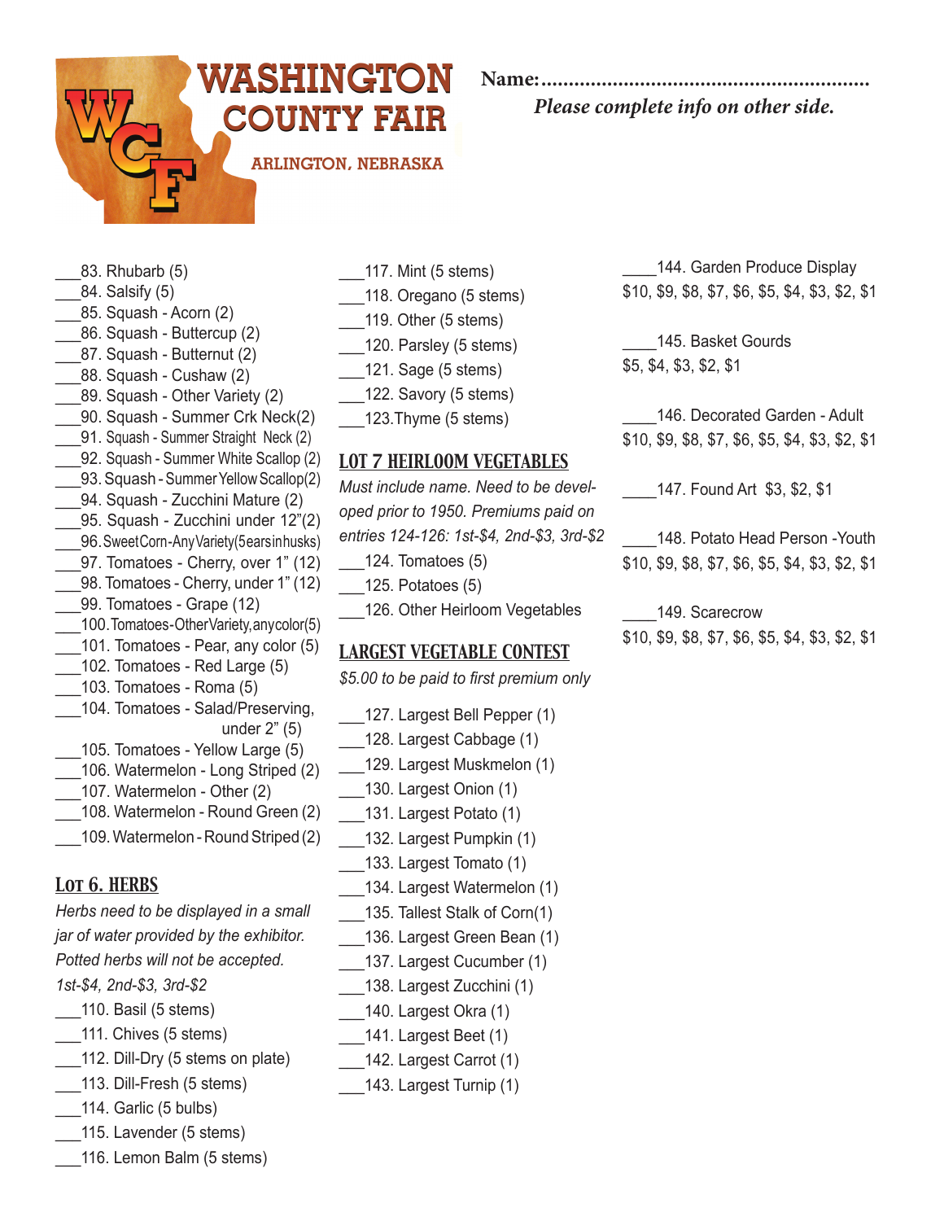# WASHINGTON COUNTY FAIR

ARLINGTON, NEBRASKA

**Name:**........................................................

*Please complete info on other side.*

___83. Rhubarb (5)
___84. Salsify (5)
___85. Squash - Acorn (2)
___86. Squash - Buttercup (2)
___87. Squash - Butternut (2)
___88. Squash - Cushaw (2)
___89. Squash - Other Variety (2)
___90. Squash - Summer Crk Neck(2)
___91. Squash - Summer Straight Neck (2)
___92. Squash - Summer White Scallop (2)
___93. Squash - Summer Yellow Scallop(2)
___94. Squash - Zucchini Mature (2)
___95. Squash - Zucchini under 12"(2)
___96. Sweet Corn - Any Variety (5 ears in husks)
___97. Tomatoes - Cherry, over 1" (12)
___98. Tomatoes - Cherry, under 1" (12)
___99. Tomatoes - Grape (12)
___100. Tomatoes - Other Variety, any color (5)
___101. Tomatoes - Pear, any color (5)
___102. Tomatoes - Red Large (5)
___103. Tomatoes - Roma (5)
___104. Tomatoes - Salad/Preserving, under 2" (5)
___105. Tomatoes - Yellow Large (5)
___106. Watermelon - Long Striped (2)
___107. Watermelon - Other (2)
___108. Watermelon - Round Green (2)
___109. Watermelon - Round Striped (2)

## LOT 6. HERBS

*Herbs need to be displayed in a small jar of water provided by the exhibitor. Potted herbs will not be accepted. 1st-$4, 2nd-$3, 3rd-$2*

___110. Basil (5 stems)
___111. Chives (5 stems)
___112. Dill-Dry (5 stems on plate)
___113. Dill-Fresh (5 stems)
___114. Garlic (5 bulbs)
___115. Lavender (5 stems)
___116. Lemon Balm (5 stems)
___117. Mint (5 stems)
___118. Oregano (5 stems)
___119. Other (5 stems)
___120. Parsley (5 stems)
___121. Sage (5 stems)
___122. Savory (5 stems)
___123. Thyme (5 stems)

## LOT 7 HEIRLOOM VEGETABLES

*Must include name. Need to be developed prior to 1950. Premiums paid on entries 124-126: 1st-$4, 2nd-$3, 3rd-$2*

___124. Tomatoes (5)
___125. Potatoes (5)
___126. Other Heirloom Vegetables

## LARGEST VEGETABLE CONTEST

*$5.00 to be paid to first premium only*

___127. Largest Bell Pepper (1)
___128. Largest Cabbage (1)
___129. Largest Muskmelon (1)
___130. Largest Onion (1)
___131. Largest Potato (1)
___132. Largest Pumpkin (1)
___133. Largest Tomato (1)
___134. Largest Watermelon (1)
___135. Tallest Stalk of Corn(1)
___136. Largest Green Bean (1)
___137. Largest Cucumber (1)
___138. Largest Zucchini (1)
___140. Largest Okra (1)
___141. Largest Beet (1)
___142. Largest Carrot (1)
___143. Largest Turnip (1)

____144. Garden Produce Display
$10, $9, $8, $7, $6, $5, $4, $3, $2, $1

____145. Basket Gourds
$5, $4, $3, $2, $1

____146. Decorated Garden - Adult
$10, $9, $8, $7, $6, $5, $4, $3, $2, $1

____147. Found Art $3, $2, $1

____148. Potato Head Person -Youth
$10, $9, $8, $7, $6, $5, $4, $3, $2, $1

____149. Scarecrow
$10, $9, $8, $7, $6, $5, $4, $3, $2, $1